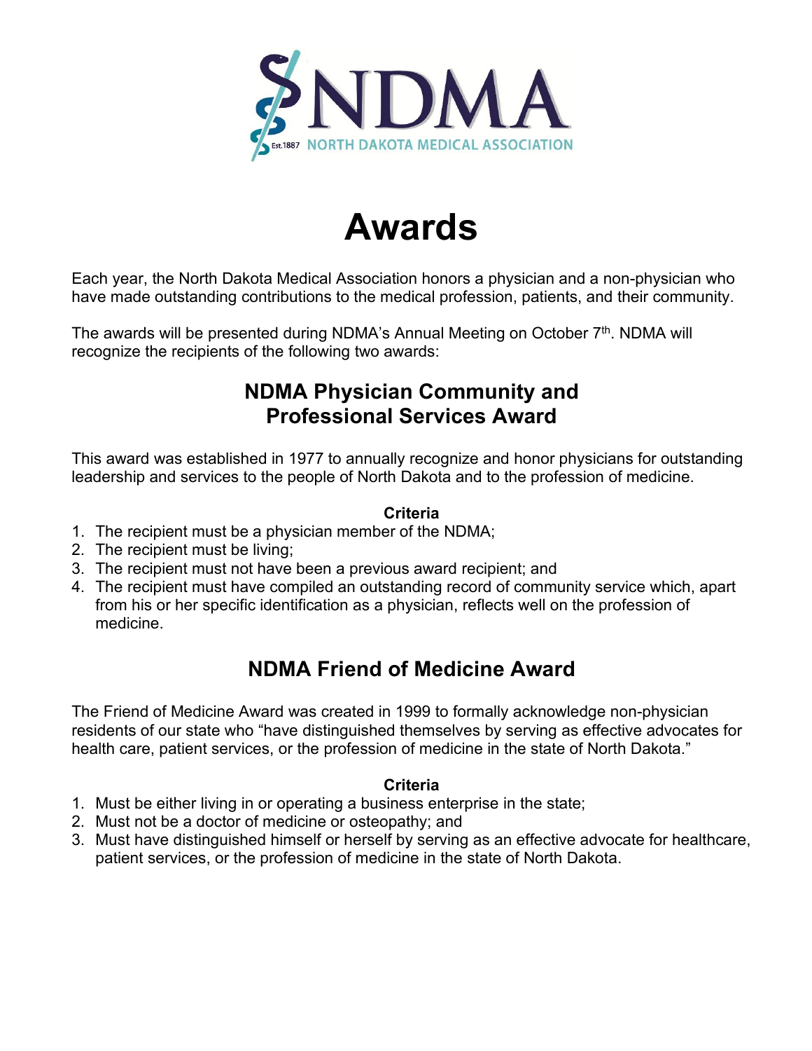NDMA

Est.1887 NORTH DAKOTA MEDICAL ASSOCIATION

# Awards

Each year, the North Dakota Medical Association honors a physician and a non-physician who have made outstanding contributions to the medical profession, patients, and their community.

The awards will be presented during NDMA's Annual Meeting on October 7th. NDMA will recognize the recipients of the following two awards:

## NDMA Physician Community and Professional Services Award

This award was established in 1977 to annually recognize and honor physicians for outstanding leadership and services to the people of North Dakota and to the profession of medicine.

**Criteria**

1. The recipient must be a physician member of the NDMA;
2. The recipient must be living;
3. The recipient must not have been a previous award recipient; and
4. The recipient must have compiled an outstanding record of community service which, apart from his or her specific identification as a physician, reflects well on the profession of medicine.

## NDMA Friend of Medicine Award

The Friend of Medicine Award was created in 1999 to formally acknowledge non-physician residents of our state who "have distinguished themselves by serving as effective advocates for health care, patient services, or the profession of medicine in the state of North Dakota."

**Criteria**

1. Must be either living in or operating a business enterprise in the state;
2. Must not be a doctor of medicine or osteopathy; and
3. Must have distinguished himself or herself by serving as an effective advocate for healthcare, patient services, or the profession of medicine in the state of North Dakota.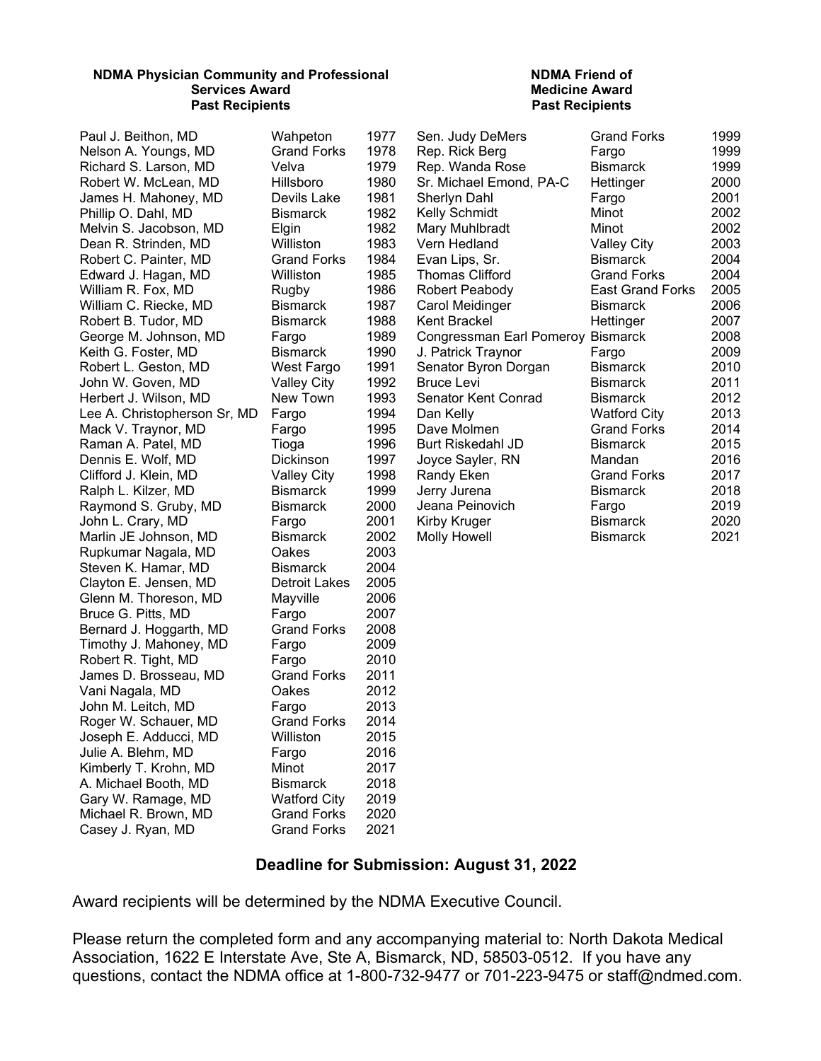### NDMA Physician Community and Professional Services Award Past Recipients

| Name | City | Year |
|---|---|---|
| Paul J. Beithon, MD | Wahpeton | 1977 |
| Nelson A. Youngs, MD | Grand Forks | 1978 |
| Richard S. Larson, MD | Velva | 1979 |
| Robert W. McLean, MD | Hillsboro | 1980 |
| James H. Mahoney, MD | Devils Lake | 1981 |
| Phillip O. Dahl, MD | Bismarck | 1982 |
| Melvin S. Jacobson, MD | Elgin | 1982 |
| Dean R. Strinden, MD | Williston | 1983 |
| Robert C. Painter, MD | Grand Forks | 1984 |
| Edward J. Hagan, MD | Williston | 1985 |
| William R. Fox, MD | Rugby | 1986 |
| William C. Riecke, MD | Bismarck | 1987 |
| Robert B. Tudor, MD | Bismarck | 1988 |
| George M. Johnson, MD | Fargo | 1989 |
| Keith G. Foster, MD | Bismarck | 1990 |
| Robert L. Geston, MD | West Fargo | 1991 |
| John W. Goven, MD | Valley City | 1992 |
| Herbert J. Wilson, MD | New Town | 1993 |
| Lee A. Christopherson Sr, MD | Fargo | 1994 |
| Mack V. Traynor, MD | Fargo | 1995 |
| Raman A. Patel, MD | Tioga | 1996 |
| Dennis E. Wolf, MD | Dickinson | 1997 |
| Clifford J. Klein, MD | Valley City | 1998 |
| Ralph L. Kilzer, MD | Bismarck | 1999 |
| Raymond S. Gruby, MD | Bismarck | 2000 |
| John L. Crary, MD | Fargo | 2001 |
| Marlin JE Johnson, MD | Bismarck | 2002 |
| Rupkumar Nagala, MD | Oakes | 2003 |
| Steven K. Hamar, MD | Bismarck | 2004 |
| Clayton E. Jensen, MD | Detroit Lakes | 2005 |
| Glenn M. Thoreson, MD | Mayville | 2006 |
| Bruce G. Pitts, MD | Fargo | 2007 |
| Bernard J. Hoggarth, MD | Grand Forks | 2008 |
| Timothy J. Mahoney, MD | Fargo | 2009 |
| Robert R. Tight, MD | Fargo | 2010 |
| James D. Brosseau, MD | Grand Forks | 2011 |
| Vani Nagala, MD | Oakes | 2012 |
| John M. Leitch, MD | Fargo | 2013 |
| Roger W. Schauer, MD | Grand Forks | 2014 |
| Joseph E. Adducci, MD | Williston | 2015 |
| Julie A. Blehm, MD | Fargo | 2016 |
| Kimberly T. Krohn, MD | Minot | 2017 |
| A. Michael Booth, MD | Bismarck | 2018 |
| Gary W. Ramage, MD | Watford City | 2019 |
| Michael R. Brown, MD | Grand Forks | 2020 |
| Casey J. Ryan, MD | Grand Forks | 2021 |

### NDMA Friend of Medicine Award Past Recipients

| Name | City | Year |
|---|---|---|
| Sen. Judy DeMers | Grand Forks | 1999 |
| Rep. Rick Berg | Fargo | 1999 |
| Rep. Wanda Rose | Bismarck | 1999 |
| Sr. Michael Emond, PA-C | Hettinger | 2000 |
| Sherlyn Dahl | Fargo | 2001 |
| Kelly Schmidt | Minot | 2002 |
| Mary Muhlbradt | Minot | 2002 |
| Vern Hedland | Valley City | 2003 |
| Evan Lips, Sr. | Bismarck | 2004 |
| Thomas Clifford | Grand Forks | 2004 |
| Robert Peabody | East Grand Forks | 2005 |
| Carol Meidinger | Bismarck | 2006 |
| Kent Brackel | Hettinger | 2007 |
| Congressman Earl Pomeroy | Bismarck | 2008 |
| J. Patrick Traynor | Fargo | 2009 |
| Senator Byron Dorgan | Bismarck | 2010 |
| Bruce Levi | Bismarck | 2011 |
| Senator Kent Conrad | Bismarck | 2012 |
| Dan Kelly | Watford City | 2013 |
| Dave Molmen | Grand Forks | 2014 |
| Burt Riskedahl JD | Bismarck | 2015 |
| Joyce Sayler, RN | Mandan | 2016 |
| Randy Eken | Grand Forks | 2017 |
| Jerry Jurena | Bismarck | 2018 |
| Jeana Peinovich | Fargo | 2019 |
| Kirby Kruger | Bismarck | 2020 |
| Molly Howell | Bismarck | 2021 |

**Deadline for Submission: August 31, 2022**

Award recipients will be determined by the NDMA Executive Council.

Please return the completed form and any accompanying material to: North Dakota Medical Association, 1622 E Interstate Ave, Ste A, Bismarck, ND, 58503-0512. If you have any questions, contact the NDMA office at 1-800-732-9477 or 701-223-9475 or staff@ndmed.com.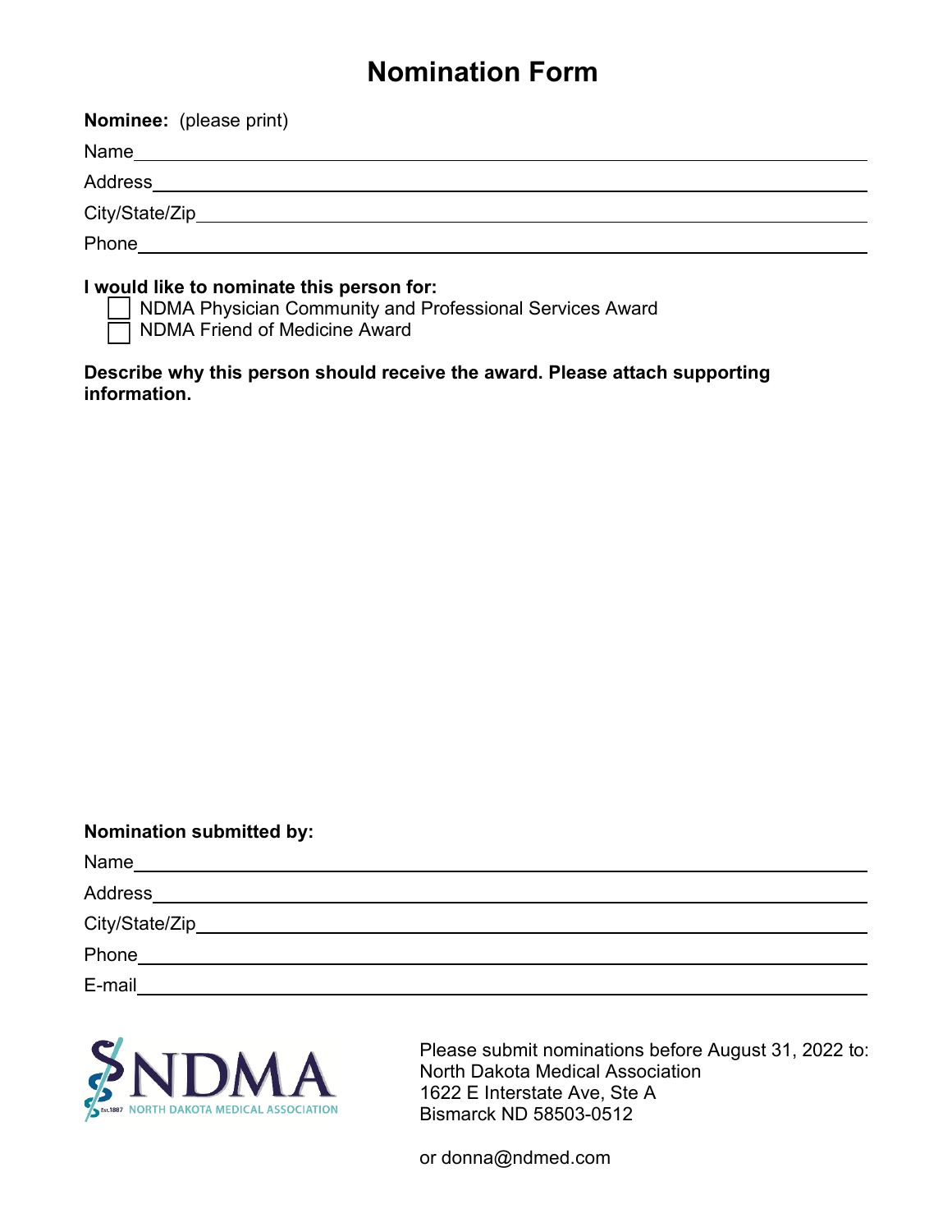# Nomination Form

**Nominee:** (please print)

Name\_\_\_\_\_\_\_\_\_\_\_\_\_\_\_\_\_\_\_\_\_\_\_\_\_\_\_\_\_\_\_\_\_\_\_\_\_\_\_\_\_\_\_\_

Address\_\_\_\_\_\_\_\_\_\_\_\_\_\_\_\_\_\_\_\_\_\_\_\_\_\_\_\_\_\_\_\_\_\_\_\_\_\_\_\_\_\_

City/State/Zip\_\_\_\_\_\_\_\_\_\_\_\_\_\_\_\_\_\_\_\_\_\_\_\_\_\_\_\_\_\_\_\_\_\_\_\_\_

Phone\_\_\_\_\_\_\_\_\_\_\_\_\_\_\_\_\_\_\_\_\_\_\_\_\_\_\_\_\_\_\_\_\_\_\_\_\_\_\_\_\_\_\_

**I would like to nominate this person for:**

- ☐ NDMA Physician Community and Professional Services Award
- ☐ NDMA Friend of Medicine Award

**Describe why this person should receive the award. Please attach supporting information.**

**Nomination submitted by:**

Name\_\_\_\_\_\_\_\_\_\_\_\_\_\_\_\_\_\_\_\_\_\_\_\_\_\_\_\_\_\_\_\_\_\_\_\_\_\_\_\_\_\_\_\_

Address\_\_\_\_\_\_\_\_\_\_\_\_\_\_\_\_\_\_\_\_\_\_\_\_\_\_\_\_\_\_\_\_\_\_\_\_\_\_\_\_\_\_

City/State/Zip\_\_\_\_\_\_\_\_\_\_\_\_\_\_\_\_\_\_\_\_\_\_\_\_\_\_\_\_\_\_\_\_\_\_\_\_\_

Phone\_\_\_\_\_\_\_\_\_\_\_\_\_\_\_\_\_\_\_\_\_\_\_\_\_\_\_\_\_\_\_\_\_\_\_\_\_\_\_\_\_\_\_

E-mail\_\_\_\_\_\_\_\_\_\_\_\_\_\_\_\_\_\_\_\_\_\_\_\_\_\_\_\_\_\_\_\_\_\_\_\_\_\_\_\_\_\_\_

NDMA
Est.1887 NORTH DAKOTA MEDICAL ASSOCIATION

Please submit nominations before August 31, 2022 to:
North Dakota Medical Association
1622 E Interstate Ave, Ste A
Bismarck ND 58503-0512

or donna@ndmed.com